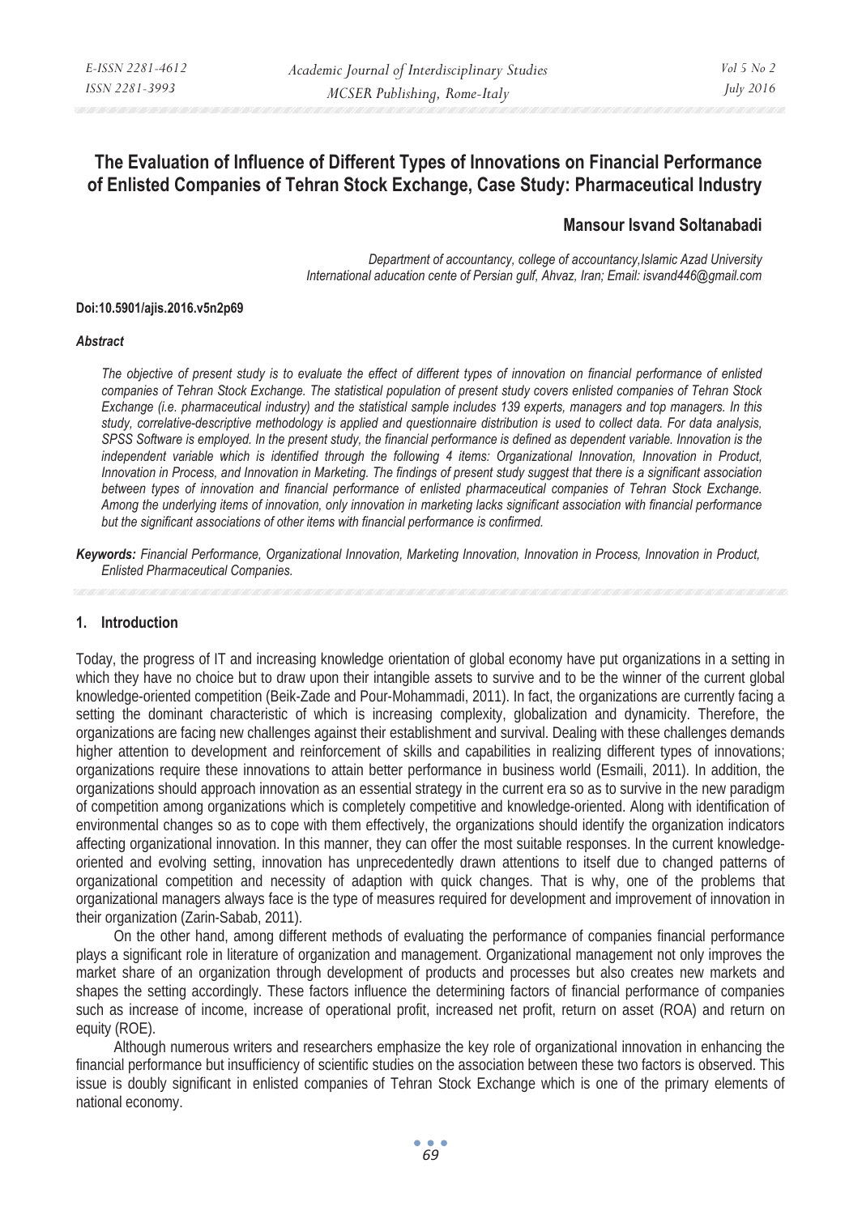# The Evaluation of Influence of Different Types of Innovations on Financial Performance of Enlisted Companies of Tehran Stock Exchange, Case Study: Pharmaceutical Industry

**Mansour Isvand Soltanabadi**

*Department of accountancy, college of accountancy,Islamic Azad University International education cente of Persian gulf, Ahvaz, Iran; Email: isvand446@gmail.com*

**Doi:10.5901/ajis.2016.v5n2p69**

***Abstract***

*The objective of present study is to evaluate the effect of different types of innovation on financial performance of enlisted companies of Tehran Stock Exchange. The statistical population of present study covers enlisted companies of Tehran Stock Exchange (i.e. pharmaceutical industry) and the statistical sample includes 139 experts, managers and top managers. In this study, correlative-descriptive methodology is applied and questionnaire distribution is used to collect data. For data analysis, SPSS Software is employed. In the present study, the financial performance is defined as dependent variable. Innovation is the independent variable which is identified through the following 4 items: Organizational Innovation, Innovation in Product, Innovation in Process, and Innovation in Marketing. The findings of present study suggest that there is a significant association between types of innovation and financial performance of enlisted pharmaceutical companies of Tehran Stock Exchange. Among the underlying items of innovation, only innovation in marketing lacks significant association with financial performance but the significant associations of other items with financial performance is confirmed.*

***Keywords:*** *Financial Performance, Organizational Innovation, Marketing Innovation, Innovation in Process, Innovation in Product, Enlisted Pharmaceutical Companies.*

## 1. Introduction

Today, the progress of IT and increasing knowledge orientation of global economy have put organizations in a setting in which they have no choice but to draw upon their intangible assets to survive and to be the winner of the current global knowledge-oriented competition (Beik-Zade and Pour-Mohammadi, 2011). In fact, the organizations are currently facing a setting the dominant characteristic of which is increasing complexity, globalization and dynamicity. Therefore, the organizations are facing new challenges against their establishment and survival. Dealing with these challenges demands higher attention to development and reinforcement of skills and capabilities in realizing different types of innovations; organizations require these innovations to attain better performance in business world (Esmaili, 2011). In addition, the organizations should approach innovation as an essential strategy in the current era so as to survive in the new paradigm of competition among organizations which is completely competitive and knowledge-oriented. Along with identification of environmental changes so as to cope with them effectively, the organizations should identify the organization indicators affecting organizational innovation. In this manner, they can offer the most suitable responses. In the current knowledge-oriented and evolving setting, innovation has unprecedentedly drawn attentions to itself due to changed patterns of organizational competition and necessity of adaption with quick changes. That is why, one of the problems that organizational managers always face is the type of measures required for development and improvement of innovation in their organization (Zarin-Sabab, 2011).

On the other hand, among different methods of evaluating the performance of companies financial performance plays a significant role in literature of organization and management. Organizational management not only improves the market share of an organization through development of products and processes but also creates new markets and shapes the setting accordingly. These factors influence the determining factors of financial performance of companies such as increase of income, increase of operational profit, increased net profit, return on asset (ROA) and return on equity (ROE).

Although numerous writers and researchers emphasize the key role of organizational innovation in enhancing the financial performance but insufficiency of scientific studies on the association between these two factors is observed. This issue is doubly significant in enlisted companies of Tehran Stock Exchange which is one of the primary elements of national economy.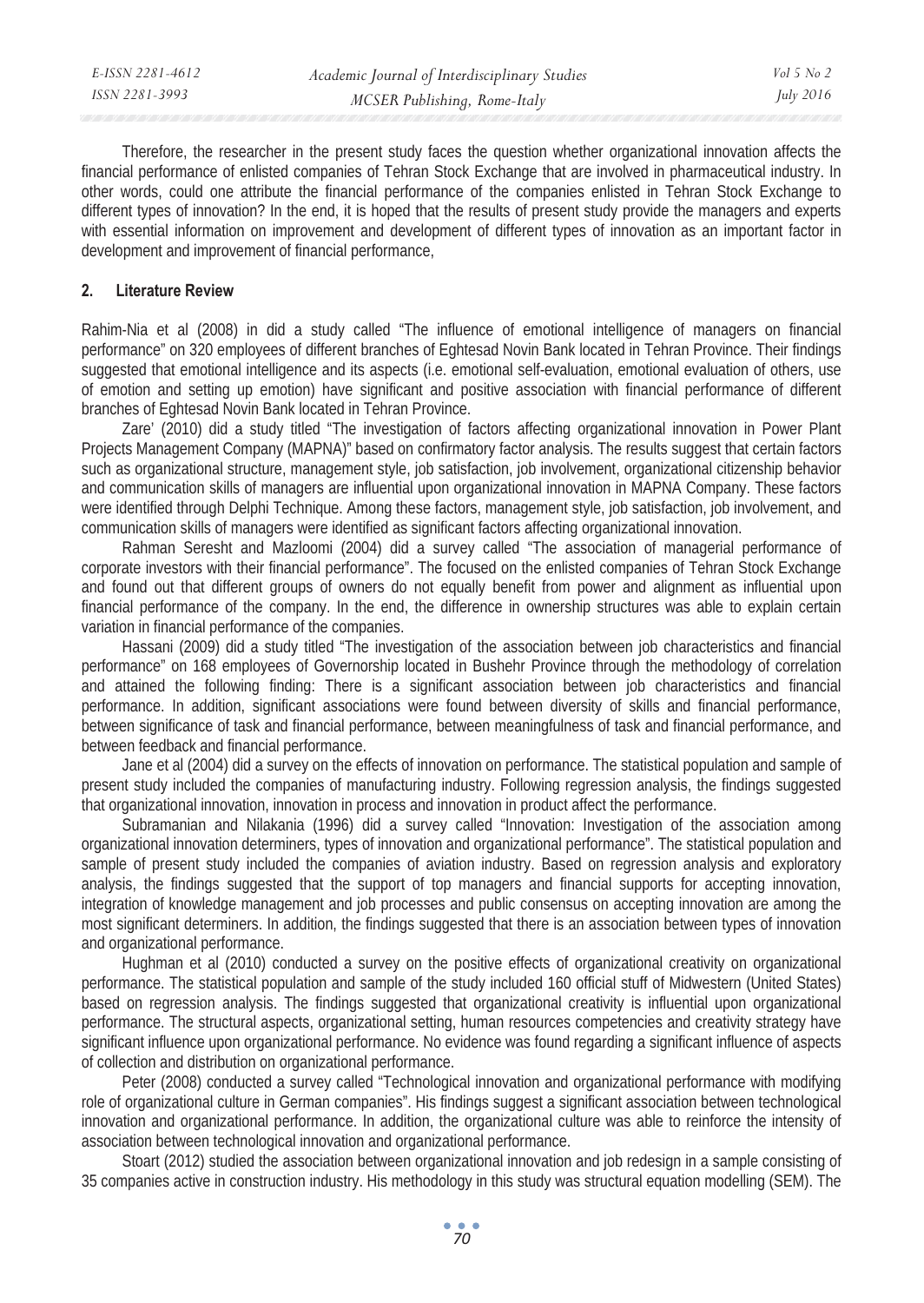Therefore, the researcher in the present study faces the question whether organizational innovation affects the financial performance of enlisted companies of Tehran Stock Exchange that are involved in pharmaceutical industry. In other words, could one attribute the financial performance of the companies enlisted in Tehran Stock Exchange to different types of innovation? In the end, it is hoped that the results of present study provide the managers and experts with essential information on improvement and development of different types of innovation as an important factor in development and improvement of financial performance,

## 2. Literature Review

Rahim-Nia et al (2008) in did a study called "The influence of emotional intelligence of managers on financial performance" on 320 employees of different branches of Eghtesad Novin Bank located in Tehran Province. Their findings suggested that emotional intelligence and its aspects (i.e. emotional self-evaluation, emotional evaluation of others, use of emotion and setting up emotion) have significant and positive association with financial performance of different branches of Eghtesad Novin Bank located in Tehran Province.

Zare' (2010) did a study titled "The investigation of factors affecting organizational innovation in Power Plant Projects Management Company (MAPNA)" based on confirmatory factor analysis. The results suggest that certain factors such as organizational structure, management style, job satisfaction, job involvement, organizational citizenship behavior and communication skills of managers are influential upon organizational innovation in MAPNA Company. These factors were identified through Delphi Technique. Among these factors, management style, job satisfaction, job involvement, and communication skills of managers were identified as significant factors affecting organizational innovation.

Rahman Seresht and Mazloomi (2004) did a survey called "The association of managerial performance of corporate investors with their financial performance". The focused on the enlisted companies of Tehran Stock Exchange and found out that different groups of owners do not equally benefit from power and alignment as influential upon financial performance of the company. In the end, the difference in ownership structures was able to explain certain variation in financial performance of the companies.

Hassani (2009) did a study titled "The investigation of the association between job characteristics and financial performance" on 168 employees of Governorship located in Bushehr Province through the methodology of correlation and attained the following finding: There is a significant association between job characteristics and financial performance. In addition, significant associations were found between diversity of skills and financial performance, between significance of task and financial performance, between meaningfulness of task and financial performance, and between feedback and financial performance.

Jane et al (2004) did a survey on the effects of innovation on performance. The statistical population and sample of present study included the companies of manufacturing industry. Following regression analysis, the findings suggested that organizational innovation, innovation in process and innovation in product affect the performance.

Subramanian and Nilakania (1996) did a survey called "Innovation: Investigation of the association among organizational innovation determiners, types of innovation and organizational performance". The statistical population and sample of present study included the companies of aviation industry. Based on regression analysis and exploratory analysis, the findings suggested that the support of top managers and financial supports for accepting innovation, integration of knowledge management and job processes and public consensus on accepting innovation are among the most significant determiners. In addition, the findings suggested that there is an association between types of innovation and organizational performance.

Hughman et al (2010) conducted a survey on the positive effects of organizational creativity on organizational performance. The statistical population and sample of the study included 160 official stuff of Midwestern (United States) based on regression analysis. The findings suggested that organizational creativity is influential upon organizational performance. The structural aspects, organizational setting, human resources competencies and creativity strategy have significant influence upon organizational performance. No evidence was found regarding a significant influence of aspects of collection and distribution on organizational performance.

Peter (2008) conducted a survey called "Technological innovation and organizational performance with modifying role of organizational culture in German companies". His findings suggest a significant association between technological innovation and organizational performance. In addition, the organizational culture was able to reinforce the intensity of association between technological innovation and organizational performance.

Stoart (2012) studied the association between organizational innovation and job redesign in a sample consisting of 35 companies active in construction industry. His methodology in this study was structural equation modelling (SEM). The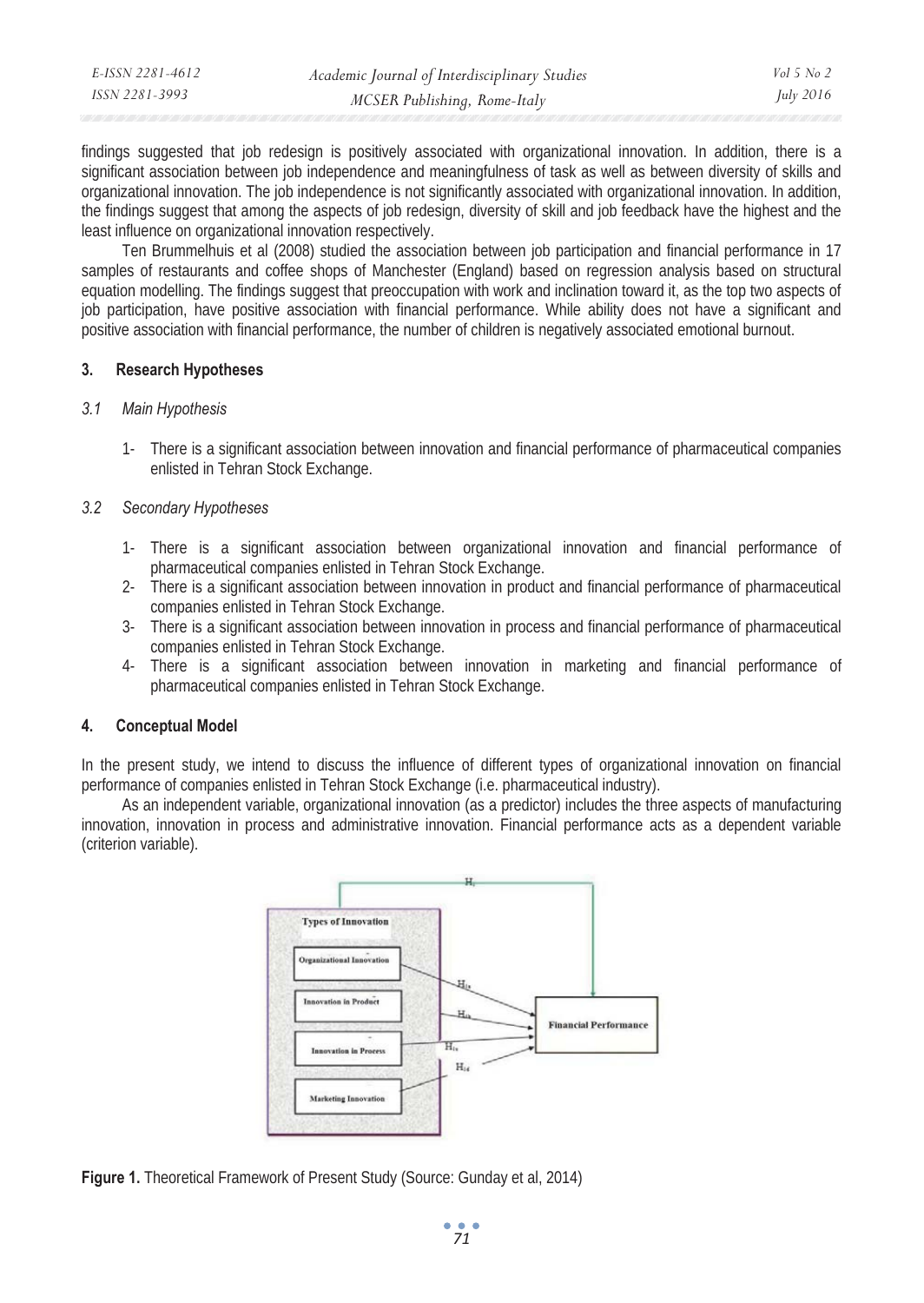findings suggested that job redesign is positively associated with organizational innovation. In addition, there is a significant association between job independence and meaningfulness of task as well as between diversity of skills and organizational innovation. The job independence is not significantly associated with organizational innovation. In addition, the findings suggest that among the aspects of job redesign, diversity of skill and job feedback have the highest and the least influence on organizational innovation respectively.

Ten Brummelhuis et al (2008) studied the association between job participation and financial performance in 17 samples of restaurants and coffee shops of Manchester (England) based on regression analysis based on structural equation modelling. The findings suggest that preoccupation with work and inclination toward it, as the top two aspects of job participation, have positive association with financial performance. While ability does not have a significant and positive association with financial performance, the number of children is negatively associated emotional burnout.

## 3. Research Hypotheses

### *3.1 Main Hypothesis*

1- There is a significant association between innovation and financial performance of pharmaceutical companies enlisted in Tehran Stock Exchange.

### *3.2 Secondary Hypotheses*

1- There is a significant association between organizational innovation and financial performance of pharmaceutical companies enlisted in Tehran Stock Exchange.
2- There is a significant association between innovation in product and financial performance of pharmaceutical companies enlisted in Tehran Stock Exchange.
3- There is a significant association between innovation in process and financial performance of pharmaceutical companies enlisted in Tehran Stock Exchange.
4- There is a significant association between innovation in marketing and financial performance of pharmaceutical companies enlisted in Tehran Stock Exchange.

## 4. Conceptual Model

In the present study, we intend to discuss the influence of different types of organizational innovation on financial performance of companies enlisted in Tehran Stock Exchange (i.e. pharmaceutical industry).

As an independent variable, organizational innovation (as a predictor) includes the three aspects of manufacturing innovation, innovation in process and administrative innovation. Financial performance acts as a dependent variable (criterion variable).

**Figure 1.** Theoretical Framework of Present Study (Source: Gunday et al, 2014)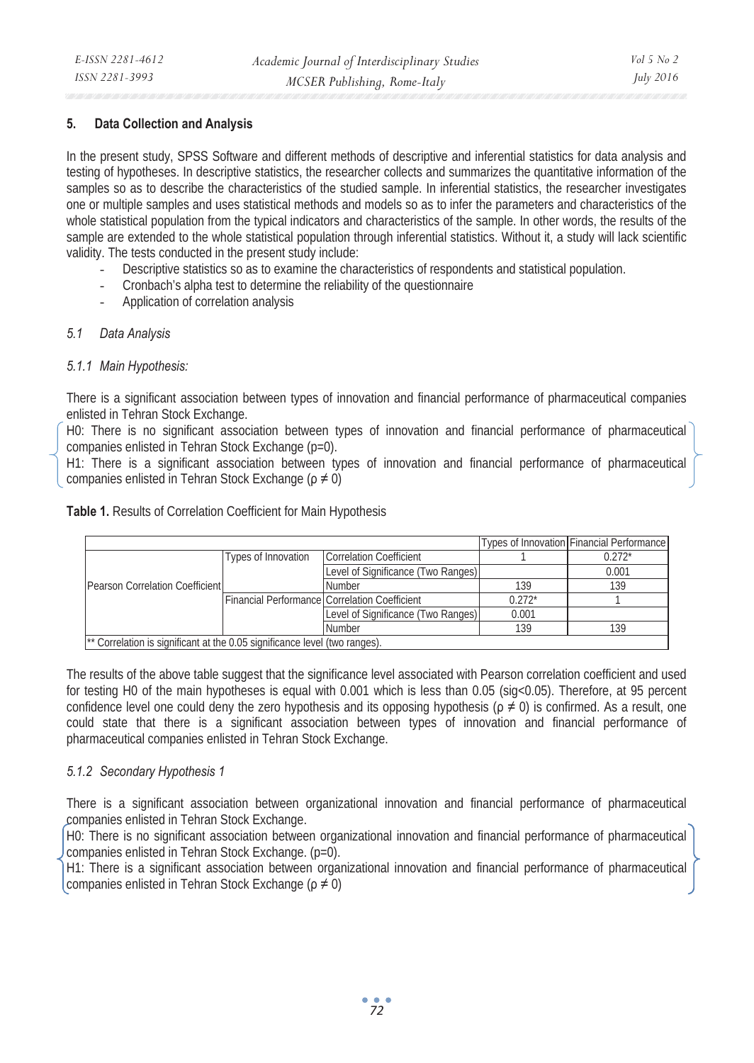## 5. Data Collection and Analysis

In the present study, SPSS Software and different methods of descriptive and inferential statistics for data analysis and testing of hypotheses. In descriptive statistics, the researcher collects and summarizes the quantitative information of the samples so as to describe the characteristics of the studied sample. In inferential statistics, the researcher investigates one or multiple samples and uses statistical methods and models so as to infer the parameters and characteristics of the whole statistical population from the typical indicators and characteristics of the sample. In other words, the results of the sample are extended to the whole statistical population through inferential statistics. Without it, a study will lack scientific validity. The tests conducted in the present study include:

- Descriptive statistics so as to examine the characteristics of respondents and statistical population.
- Cronbach's alpha test to determine the reliability of the questionnaire
- Application of correlation analysis

### *5.1 Data Analysis*

#### *5.1.1 Main Hypothesis:*

There is a significant association between types of innovation and financial performance of pharmaceutical companies enlisted in Tehran Stock Exchange.

H0: There is no significant association between types of innovation and financial performance of pharmaceutical companies enlisted in Tehran Stock Exchange (p=0).
H1: There is a significant association between types of innovation and financial performance of pharmaceutical companies enlisted in Tehran Stock Exchange ($\rho \neq 0$)

**Table 1.** Results of Correlation Coefficient for Main Hypothesis

| | | | Types of Innovation | Financial Performance |
|---|---|---|---|---|
| Pearson Correlation Coefficient | Types of Innovation | Correlation Coefficient | 1 | 0.272* |
| | | Level of Significance (Two Ranges) | | 0.001 |
| | | Number | 139 | 139 |
| | Financial Performance | Correlation Coefficient | 0.272* | 1 |
| | | Level of Significance (Two Ranges) | 0.001 | |
| | | Number | 139 | 139 |
| ** Correlation is significant at the 0.05 significance level (two ranges). | | | | |

The results of the above table suggest that the significance level associated with Pearson correlation coefficient and used for testing H0 of the main hypotheses is equal with 0.001 which is less than 0.05 (sig<0.05). Therefore, at 95 percent confidence level one could deny the zero hypothesis and its opposing hypothesis ($\rho \neq 0$) is confirmed. As a result, one could state that there is a significant association between types of innovation and financial performance of pharmaceutical companies enlisted in Tehran Stock Exchange.

#### *5.1.2 Secondary Hypothesis 1*

There is a significant association between organizational innovation and financial performance of pharmaceutical companies enlisted in Tehran Stock Exchange.

H0: There is no significant association between organizational innovation and financial performance of pharmaceutical companies enlisted in Tehran Stock Exchange. (p=0).
H1: There is a significant association between organizational innovation and financial performance of pharmaceutical companies enlisted in Tehran Stock Exchange ($\rho \neq 0$)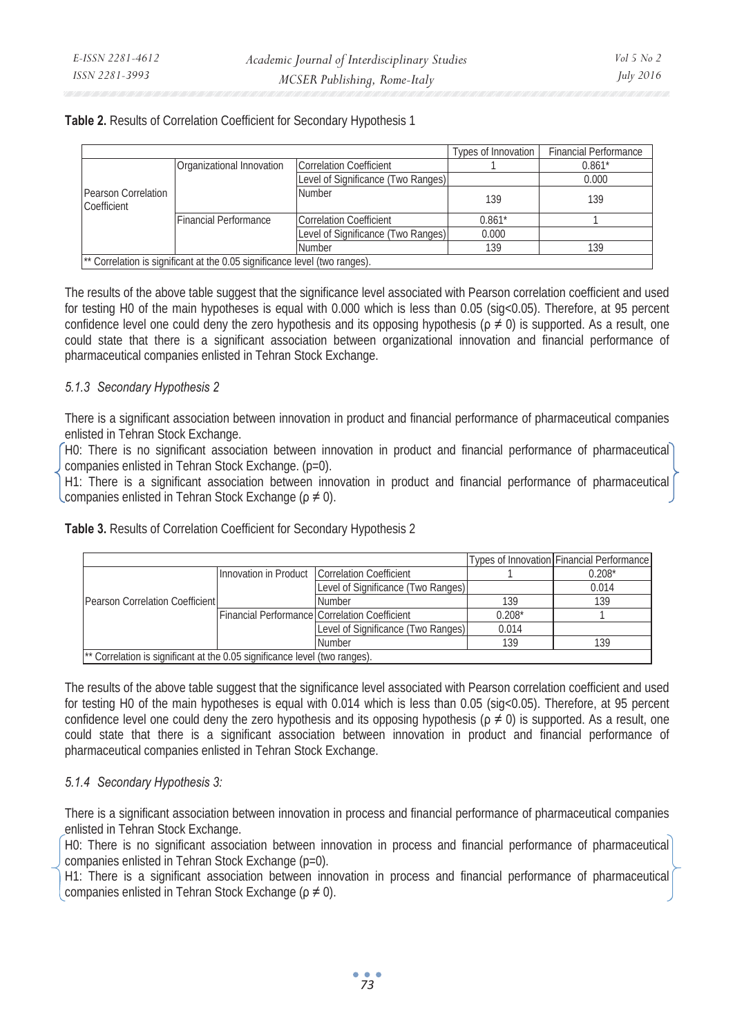**Table 2.** Results of Correlation Coefficient for Secondary Hypothesis 1

| | | | Types of Innovation | Financial Performance |
|---|---|---|---|---|
| Pearson Correlation Coefficient | Organizational Innovation | Correlation Coefficient | 1 | 0.861* |
| | | Level of Significance (Two Ranges) | | 0.000 |
| | | Number | 139 | 139 |
| | Financial Performance | Correlation Coefficient | 0.861* | 1 |
| | | Level of Significance (Two Ranges) | 0.000 | |
| | | Number | 139 | 139 |
| ** Correlation is significant at the 0.05 significance level (two ranges). | | | | |

The results of the above table suggest that the significance level associated with Pearson correlation coefficient and used for testing H0 of the main hypotheses is equal with 0.000 which is less than 0.05 (sig<0.05). Therefore, at 95 percent confidence level one could deny the zero hypothesis and its opposing hypothesis ($\rho \neq 0$) is supported. As a result, one could state that there is a significant association between organizational innovation and financial performance of pharmaceutical companies enlisted in Tehran Stock Exchange.

### *5.1.3 Secondary Hypothesis 2*

There is a significant association between innovation in product and financial performance of pharmaceutical companies enlisted in Tehran Stock Exchange.

H0: There is no significant association between innovation in product and financial performance of pharmaceutical companies enlisted in Tehran Stock Exchange. ($\rho$=0).

H1: There is a significant association between innovation in product and financial performance of pharmaceutical companies enlisted in Tehran Stock Exchange ($\rho \neq 0$).

**Table 3.** Results of Correlation Coefficient for Secondary Hypothesis 2

| | | | Types of Innovation | Financial Performance |
|---|---|---|---|---|
| Pearson Correlation Coefficient | Innovation in Product | Correlation Coefficient | 1 | 0.208* |
| | | Level of Significance (Two Ranges) | | 0.014 |
| | | Number | 139 | 139 |
| | Financial Performance | Correlation Coefficient | 0.208* | 1 |
| | | Level of Significance (Two Ranges) | 0.014 | |
| | | Number | 139 | 139 |
| ** Correlation is significant at the 0.05 significance level (two ranges). | | | | |

The results of the above table suggest that the significance level associated with Pearson correlation coefficient and used for testing H0 of the main hypotheses is equal with 0.014 which is less than 0.05 (sig<0.05). Therefore, at 95 percent confidence level one could deny the zero hypothesis and its opposing hypothesis ($\rho \neq 0$) is supported. As a result, one could state that there is a significant association between innovation in product and financial performance of pharmaceutical companies enlisted in Tehran Stock Exchange.

### *5.1.4 Secondary Hypothesis 3:*

There is a significant association between innovation in process and financial performance of pharmaceutical companies enlisted in Tehran Stock Exchange.

H0: There is no significant association between innovation in process and financial performance of pharmaceutical companies enlisted in Tehran Stock Exchange ($\rho$=0).

H1: There is a significant association between innovation in process and financial performance of pharmaceutical companies enlisted in Tehran Stock Exchange ($\rho \neq 0$).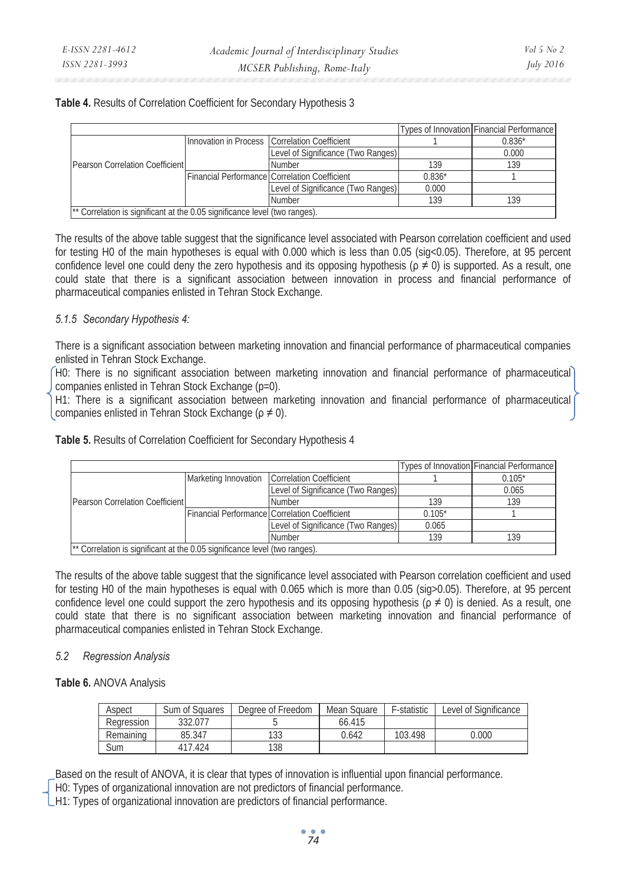**Table 4.** Results of Correlation Coefficient for Secondary Hypothesis 3

| | | | Types of Innovation | Financial Performance |
|---|---|---|---|---|
| Pearson Correlation Coefficient | Innovation in Process | Correlation Coefficient | 1 | 0.836* |
| | | Level of Significance (Two Ranges) | | 0.000 |
| | | Number | 139 | 139 |
| | Financial Performance | Correlation Coefficient | 0.836* | 1 |
| | | Level of Significance (Two Ranges) | 0.000 | |
| | | Number | 139 | 139 |
| ** Correlation is significant at the 0.05 significance level (two ranges). | | | | |

The results of the above table suggest that the significance level associated with Pearson correlation coefficient and used for testing H0 of the main hypotheses is equal with 0.000 which is less than 0.05 (sig<0.05). Therefore, at 95 percent confidence level one could deny the zero hypothesis and its opposing hypothesis ($\rho \neq 0$) is supported. As a result, one could state that there is a significant association between innovation in process and financial performance of pharmaceutical companies enlisted in Tehran Stock Exchange.

### *5.1.5 Secondary Hypothesis 4:*

There is a significant association between marketing innovation and financial performance of pharmaceutical companies enlisted in Tehran Stock Exchange.

H0: There is no significant association between marketing innovation and financial performance of pharmaceutical companies enlisted in Tehran Stock Exchange (p=0).

H1: There is a significant association between marketing innovation and financial performance of pharmaceutical companies enlisted in Tehran Stock Exchange ($\rho \neq 0$).

**Table 5.** Results of Correlation Coefficient for Secondary Hypothesis 4

| | | | Types of Innovation | Financial Performance |
|---|---|---|---|---|
| Pearson Correlation Coefficient | Marketing Innovation | Correlation Coefficient | 1 | 0.105* |
| | | Level of Significance (Two Ranges) | | 0.065 |
| | | Number | 139 | 139 |
| | Financial Performance | Correlation Coefficient | 0.105* | 1 |
| | | Level of Significance (Two Ranges) | 0.065 | |
| | | Number | 139 | 139 |
| ** Correlation is significant at the 0.05 significance level (two ranges). | | | | |

The results of the above table suggest that the significance level associated with Pearson correlation coefficient and used for testing H0 of the main hypotheses is equal with 0.065 which is more than 0.05 (sig>0.05). Therefore, at 95 percent confidence level one could support the zero hypothesis and its opposing hypothesis ($\rho \neq 0$) is denied. As a result, one could state that there is no significant association between marketing innovation and financial performance of pharmaceutical companies enlisted in Tehran Stock Exchange.

## *5.2 Regression Analysis*

**Table 6.** ANOVA Analysis

| Aspect | Sum of Squares | Degree of Freedom | Mean Square | F-statistic | Level of Significance |
|---|---|---|---|---|---|
| Regression | 332.077 | 5 | 66.415 | | |
| Remaining | 85.347 | 133 | 0.642 | 103.498 | 0.000 |
| Sum | 417.424 | 138 | | | |

Based on the result of ANOVA, it is clear that types of innovation is influential upon financial performance.

H0: Types of organizational innovation are not predictors of financial performance.

H1: Types of organizational innovation are predictors of financial performance.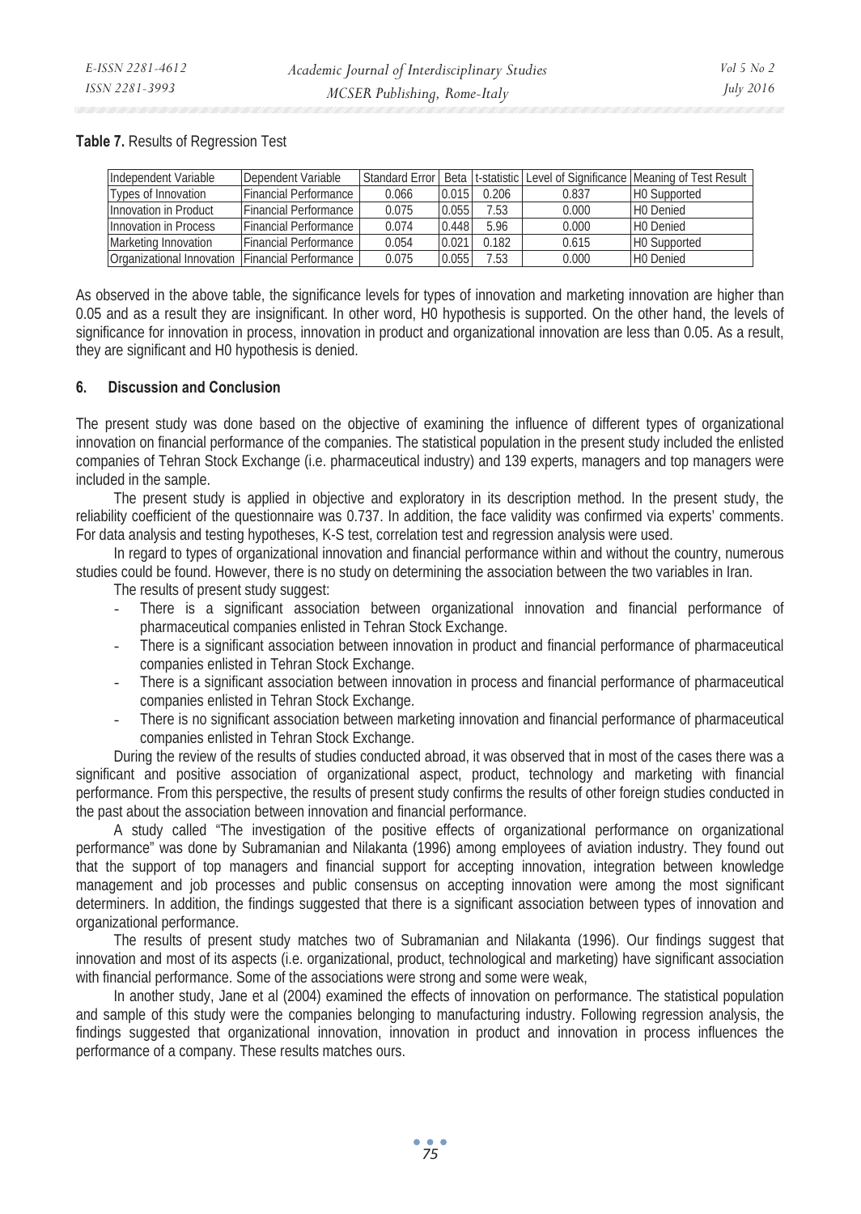**Table 7.** Results of Regression Test

| Independent Variable | Dependent Variable | Standard Error | Beta | t-statistic | Level of Significance | Meaning of Test Result |
|---|---|---|---|---|---|---|
| Types of Innovation | Financial Performance | 0.066 | 0.015 | 0.206 | 0.837 | H0 Supported |
| Innovation in Product | Financial Performance | 0.075 | 0.055 | 7.53 | 0.000 | H0 Denied |
| Innovation in Process | Financial Performance | 0.074 | 0.448 | 5.96 | 0.000 | H0 Denied |
| Marketing Innovation | Financial Performance | 0.054 | 0.021 | 0.182 | 0.615 | H0 Supported |
| Organizational Innovation | Financial Performance | 0.075 | 0.055 | 7.53 | 0.000 | H0 Denied |

As observed in the above table, the significance levels for types of innovation and marketing innovation are higher than 0.05 and as a result they are insignificant. In other word, H0 hypothesis is supported. On the other hand, the levels of significance for innovation in process, innovation in product and organizational innovation are less than 0.05. As a result, they are significant and H0 hypothesis is denied.

## 6. Discussion and Conclusion

The present study was done based on the objective of examining the influence of different types of organizational innovation on financial performance of the companies. The statistical population in the present study included the enlisted companies of Tehran Stock Exchange (i.e. pharmaceutical industry) and 139 experts, managers and top managers were included in the sample.

The present study is applied in objective and exploratory in its description method. In the present study, the reliability coefficient of the questionnaire was 0.737. In addition, the face validity was confirmed via experts' comments. For data analysis and testing hypotheses, K-S test, correlation test and regression analysis were used.

In regard to types of organizational innovation and financial performance within and without the country, numerous studies could be found. However, there is no study on determining the association between the two variables in Iran.

The results of present study suggest:

- There is a significant association between organizational innovation and financial performance of pharmaceutical companies enlisted in Tehran Stock Exchange.
- There is a significant association between innovation in product and financial performance of pharmaceutical companies enlisted in Tehran Stock Exchange.
- There is a significant association between innovation in process and financial performance of pharmaceutical companies enlisted in Tehran Stock Exchange.
- There is no significant association between marketing innovation and financial performance of pharmaceutical companies enlisted in Tehran Stock Exchange.

During the review of the results of studies conducted abroad, it was observed that in most of the cases there was a significant and positive association of organizational aspect, product, technology and marketing with financial performance. From this perspective, the results of present study confirms the results of other foreign studies conducted in the past about the association between innovation and financial performance.

A study called "The investigation of the positive effects of organizational performance on organizational performance" was done by Subramanian and Nilakanta (1996) among employees of aviation industry. They found out that the support of top managers and financial support for accepting innovation, integration between knowledge management and job processes and public consensus on accepting innovation were among the most significant determiners. In addition, the findings suggested that there is a significant association between types of innovation and organizational performance.

The results of present study matches two of Subramanian and Nilakanta (1996). Our findings suggest that innovation and most of its aspects (i.e. organizational, product, technological and marketing) have significant association with financial performance. Some of the associations were strong and some were weak,

In another study, Jane et al (2004) examined the effects of innovation on performance. The statistical population and sample of this study were the companies belonging to manufacturing industry. Following regression analysis, the findings suggested that organizational innovation, innovation in product and innovation in process influences the performance of a company. These results matches ours.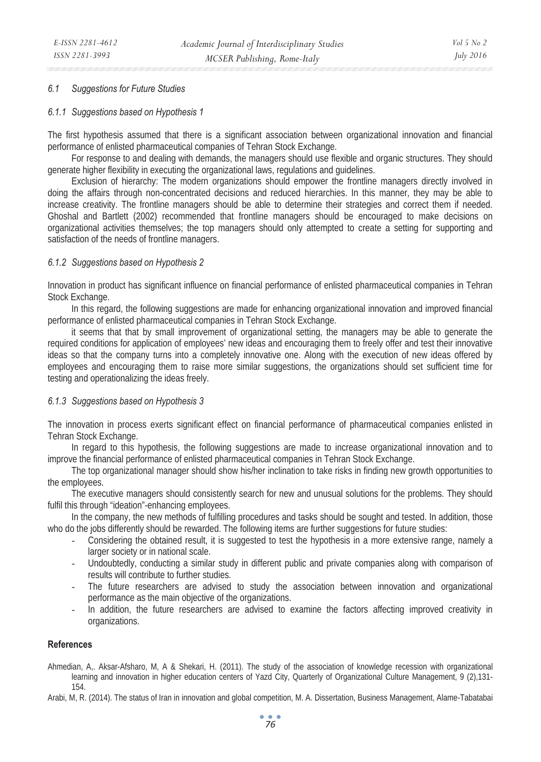### 6.1 Suggestions for Future Studies

#### 6.1.1 Suggestions based on Hypothesis 1

The first hypothesis assumed that there is a significant association between organizational innovation and financial performance of enlisted pharmaceutical companies of Tehran Stock Exchange.

For response to and dealing with demands, the managers should use flexible and organic structures. They should generate higher flexibility in executing the organizational laws, regulations and guidelines.

Exclusion of hierarchy: The modern organizations should empower the frontline managers directly involved in doing the affairs through non-concentrated decisions and reduced hierarchies. In this manner, they may be able to increase creativity. The frontline managers should be able to determine their strategies and correct them if needed. Ghoshal and Bartlett (2002) recommended that frontline managers should be encouraged to make decisions on organizational activities themselves; the top managers should only attempted to create a setting for supporting and satisfaction of the needs of frontline managers.

#### 6.1.2 Suggestions based on Hypothesis 2

Innovation in product has significant influence on financial performance of enlisted pharmaceutical companies in Tehran Stock Exchange.

In this regard, the following suggestions are made for enhancing organizational innovation and improved financial performance of enlisted pharmaceutical companies in Tehran Stock Exchange.

it seems that that by small improvement of organizational setting, the managers may be able to generate the required conditions for application of employees' new ideas and encouraging them to freely offer and test their innovative ideas so that the company turns into a completely innovative one. Along with the execution of new ideas offered by employees and encouraging them to raise more similar suggestions, the organizations should set sufficient time for testing and operationalizing the ideas freely.

#### 6.1.3 Suggestions based on Hypothesis 3

The innovation in process exerts significant effect on financial performance of pharmaceutical companies enlisted in Tehran Stock Exchange.

In regard to this hypothesis, the following suggestions are made to increase organizational innovation and to improve the financial performance of enlisted pharmaceutical companies in Tehran Stock Exchange.

The top organizational manager should show his/her inclination to take risks in finding new growth opportunities to the employees.

The executive managers should consistently search for new and unusual solutions for the problems. They should fulfil this through "ideation"-enhancing employees.

In the company, the new methods of fulfilling procedures and tasks should be sought and tested. In addition, those who do the jobs differently should be rewarded. The following items are further suggestions for future studies:

- Considering the obtained result, it is suggested to test the hypothesis in a more extensive range, namely a larger society or in national scale.
- Undoubtedly, conducting a similar study in different public and private companies along with comparison of results will contribute to further studies.
- The future researchers are advised to study the association between innovation and organizational performance as the main objective of the organizations.
- In addition, the future researchers are advised to examine the factors affecting improved creativity in organizations.

## References

Ahmedian, A,. Aksar-Afsharo, M, A & Shekari, H. (2011). The study of the association of knowledge recession with organizational learning and innovation in higher education centers of Yazd City, Quarterly of Organizational Culture Management, 9 (2),131-154.

Arabi, M, R. (2014). The status of Iran in innovation and global competition, M. A. Dissertation, Business Management, Alame-Tabatabai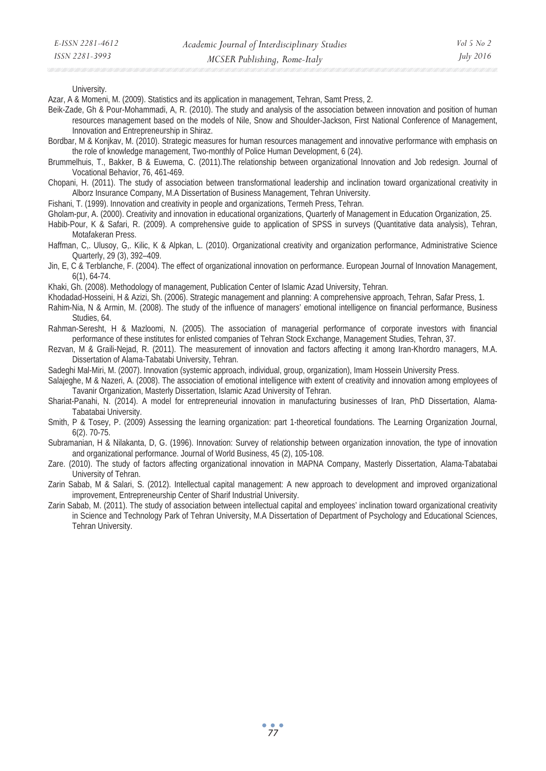University.

Azar, A & Momeni, M. (2009). Statistics and its application in management, Tehran, Samt Press, 2.

Beik-Zade, Gh & Pour-Mohammadi, A, R. (2010). The study and analysis of the association between innovation and position of human resources management based on the models of Nile, Snow and Shoulder-Jackson, First National Conference of Management, Innovation and Entrepreneurship in Shiraz.

Bordbar, M & Konjkav, M. (2010). Strategic measures for human resources management and innovative performance with emphasis on the role of knowledge management, Two-monthly of Police Human Development, 6 (24).

Brummelhuis, T., Bakker, B & Euwema, C. (2011).The relationship between organizational Innovation and Job redesign. Journal of Vocational Behavior, 76, 461-469.

Chopani, H. (2011). The study of association between transformational leadership and inclination toward organizational creativity in Alborz Insurance Company, M.A Dissertation of Business Management, Tehran University.

Fishani, T. (1999). Innovation and creativity in people and organizations, Termeh Press, Tehran.

Gholam-pur, A. (2000). Creativity and innovation in educational organizations, Quarterly of Management in Education Organization, 25.

Habib-Pour, K & Safari, R. (2009). A comprehensive guide to application of SPSS in surveys (Quantitative data analysis), Tehran, Motafakeran Press.

Haffman, C,. Ulusoy, G,. Kilic, K & Alpkan, L. (2010). Organizational creativity and organization performance, Administrative Science Quarterly, 29 (3), 392–409.

Jin, E, C & Terblanche, F. (2004). The effect of organizational innovation on performance. European Journal of Innovation Management, 6(1), 64-74.

Khaki, Gh. (2008). Methodology of management, Publication Center of Islamic Azad University, Tehran.

Khodadad-Hosseini, H & Azizi, Sh. (2006). Strategic management and planning: A comprehensive approach, Tehran, Safar Press, 1.

Rahim-Nia, N & Armin, M. (2008). The study of the influence of managers' emotional intelligence on financial performance, Business Studies, 64.

Rahman-Seresht, H & Mazloomi, N. (2005). The association of managerial performance of corporate investors with financial performance of these institutes for enlisted companies of Tehran Stock Exchange, Management Studies, Tehran, 37.

Rezvan, M & Graili-Nejad, R. (2011). The measurement of innovation and factors affecting it among Iran-Khordro managers, M.A. Dissertation of Alama-Tabatabi University, Tehran.

Sadeghi Mal-Miri, M. (2007). Innovation (systemic approach, individual, group, organization), Imam Hossein University Press.

Salajeghe, M & Nazeri, A. (2008). The association of emotional intelligence with extent of creativity and innovation among employees of Tavanir Organization, Masterly Dissertation, Islamic Azad University of Tehran.

Shariat-Panahi, N. (2014). A model for entrepreneurial innovation in manufacturing businesses of Iran, PhD Dissertation, Alama-Tabatabai University.

Smith, P & Tosey, P. (2009) Assessing the learning organization: part 1-theoretical foundations. The Learning Organization Journal, 6(2). 70-75.

Subramanian, H & Nilakanta, D, G. (1996). Innovation: Survey of relationship between organization innovation, the type of innovation and organizational performance. Journal of World Business, 45 (2), 105-108.

Zare. (2010). The study of factors affecting organizational innovation in MAPNA Company, Masterly Dissertation, Alama-Tabatabai University of Tehran.

Zarin Sabab, M & Salari, S. (2012). Intellectual capital management: A new approach to development and improved organizational improvement, Entrepreneurship Center of Sharif Industrial University.

Zarin Sabab, M. (2011). The study of association between intellectual capital and employees' inclination toward organizational creativity in Science and Technology Park of Tehran University, M.A Dissertation of Department of Psychology and Educational Sciences, Tehran University.